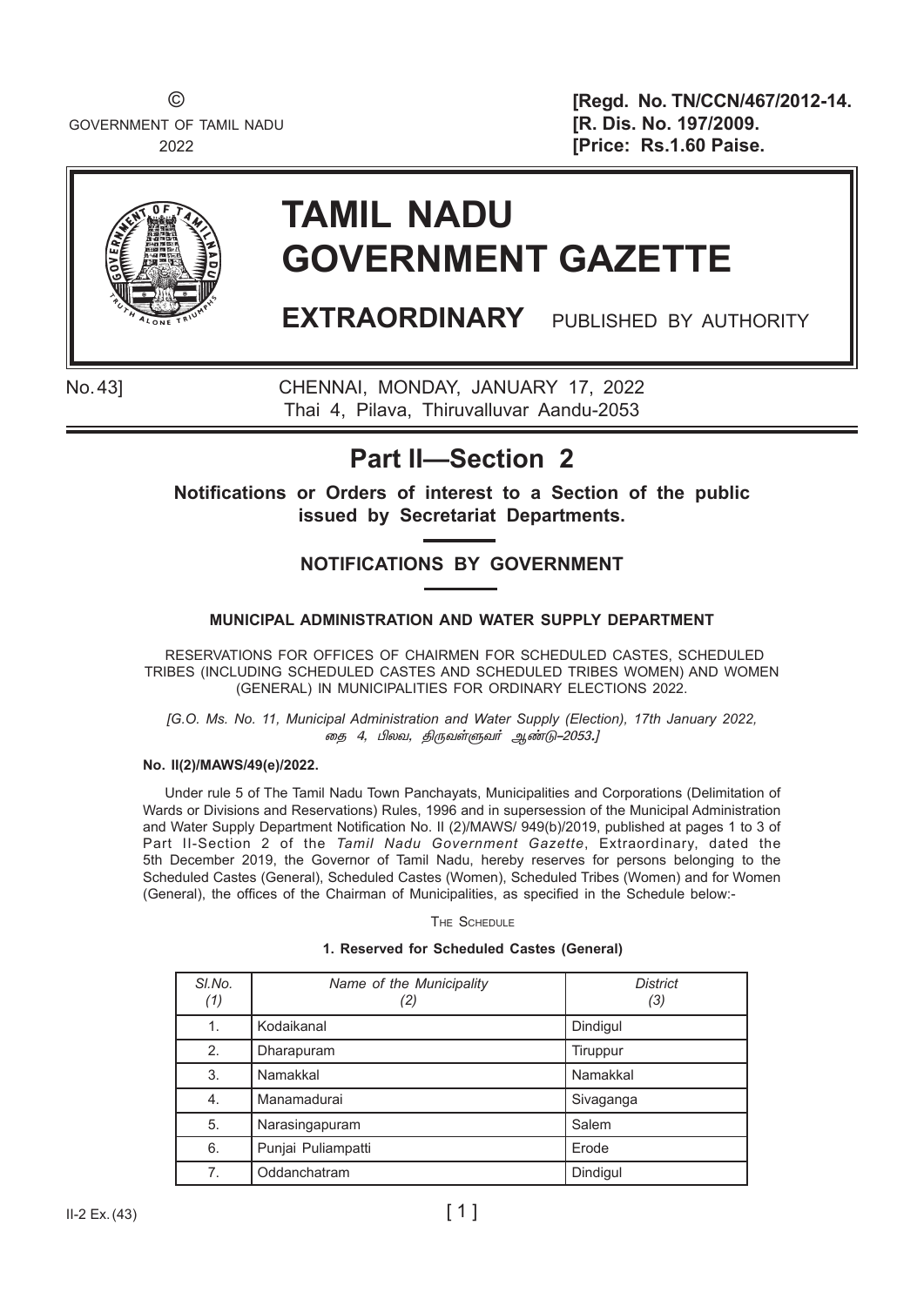© GOVERNMENT OF TAMIL NADU 2022

**[Regd. No. TN/CCN/467/2012-14.**
**[R. Dis. No. 197/2009.**
**[Price: Rs.1.60 Paise.**

# TAMIL NADU GOVERNMENT GAZETTE

**EXTRAORDINARY** PUBLISHED BY AUTHORITY

No. 43] CHENNAI, MONDAY, JANUARY 17, 2022
Thai 4, Pilava, Thiruvalluvar Aandu-2053

## Part II—Section 2

**Notifications or Orders of interest to a Section of the public issued by Secretariat Departments.**

### NOTIFICATIONS BY GOVERNMENT

#### MUNICIPAL ADMINISTRATION AND WATER SUPPLY DEPARTMENT

RESERVATIONS FOR OFFICES OF CHAIRMEN FOR SCHEDULED CASTES, SCHEDULED TRIBES (INCLUDING SCHEDULED CASTES AND SCHEDULED TRIBES WOMEN) AND WOMEN (GENERAL) IN MUNICIPALITIES FOR ORDINARY ELECTIONS 2022.

*[G.O. Ms. No. 11, Municipal Administration and Water Supply (Election), 17th January 2022, தை 4, பிலவ, திருவள்ளுவர் ஆண்டு–2053.]*

**No. II(2)/MAWS/49(e)/2022.**

Under rule 5 of The Tamil Nadu Town Panchayats, Municipalities and Corporations (Delimitation of Wards or Divisions and Reservations) Rules, 1996 and in supersession of the Municipal Administration and Water Supply Department Notification No. II (2)/MAWS/ 949(b)/2019, published at pages 1 to 3 of Part II-Section 2 of the *Tamil Nadu Government Gazette*, Extraordinary, dated the 5th December 2019, the Governor of Tamil Nadu, hereby reserves for persons belonging to the Scheduled Castes (General), Scheduled Castes (Women), Scheduled Tribes (Women) and for Women (General), the offices of the Chairman of Municipalities, as specified in the Schedule below:-

THE SCHEDULE

**1. Reserved for Scheduled Castes (General)**

| *Sl.No. (1)* | *Name of the Municipality (2)* | *District (3)* |
|---|---|---|
| 1. | Kodaikanal | Dindigul |
| 2. | Dharapuram | Tiruppur |
| 3. | Namakkal | Namakkal |
| 4. | Manamadurai | Sivaganga |
| 5. | Narasingapuram | Salem |
| 6. | Punjai Puliampatti | Erode |
| 7. | Oddanchatram | Dindigul |

II-2 Ex. (43)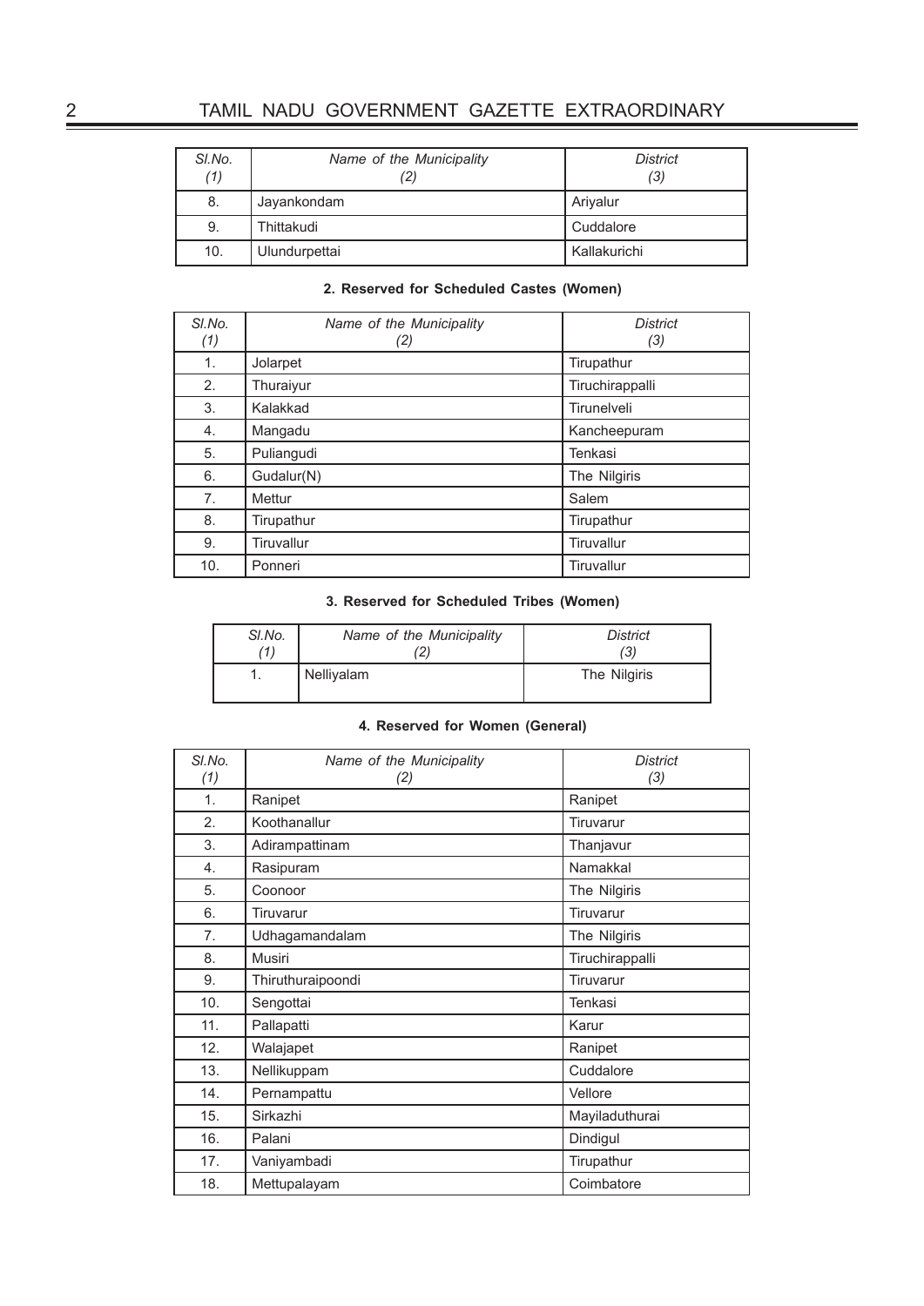| Sl.No. (1) | Name of the Municipality (2) | District (3) |
|---|---|---|
| 8. | Jayankondam | Ariyalur |
| 9. | Thittakudi | Cuddalore |
| 10. | Ulundurpettai | Kallakurichi |

**2. Reserved for Scheduled Castes (Women)**

| Sl.No. (1) | Name of the Municipality (2) | District (3) |
|---|---|---|
| 1. | Jolarpet | Tirupathur |
| 2. | Thuraiyur | Tiruchirappalli |
| 3. | Kalakkad | Tirunelveli |
| 4. | Mangadu | Kancheepuram |
| 5. | Puliangudi | Tenkasi |
| 6. | Gudalur(N) | The Nilgiris |
| 7. | Mettur | Salem |
| 8. | Tirupathur | Tirupathur |
| 9. | Tiruvallur | Tiruvallur |
| 10. | Ponneri | Tiruvallur |

**3. Reserved for Scheduled Tribes (Women)**

| Sl.No. (1) | Name of the Municipality (2) | District (3) |
|---|---|---|
| 1. | Nelliyalam | The Nilgiris |

**4. Reserved for Women (General)**

| Sl.No. (1) | Name of the Municipality (2) | District (3) |
|---|---|---|
| 1. | Ranipet | Ranipet |
| 2. | Koothanallur | Tiruvarur |
| 3. | Adirampattinam | Thanjavur |
| 4. | Rasipuram | Namakkal |
| 5. | Coonoor | The Nilgiris |
| 6. | Tiruvarur | Tiruvarur |
| 7. | Udhagamandalam | The Nilgiris |
| 8. | Musiri | Tiruchirappalli |
| 9. | Thiruthuraipoondi | Tiruvarur |
| 10. | Sengottai | Tenkasi |
| 11. | Pallapatti | Karur |
| 12. | Walajapet | Ranipet |
| 13. | Nellikuppam | Cuddalore |
| 14. | Pernampattu | Vellore |
| 15. | Sirkazhi | Mayiladuthurai |
| 16. | Palani | Dindigul |
| 17. | Vaniyambadi | Tirupathur |
| 18. | Mettupalayam | Coimbatore |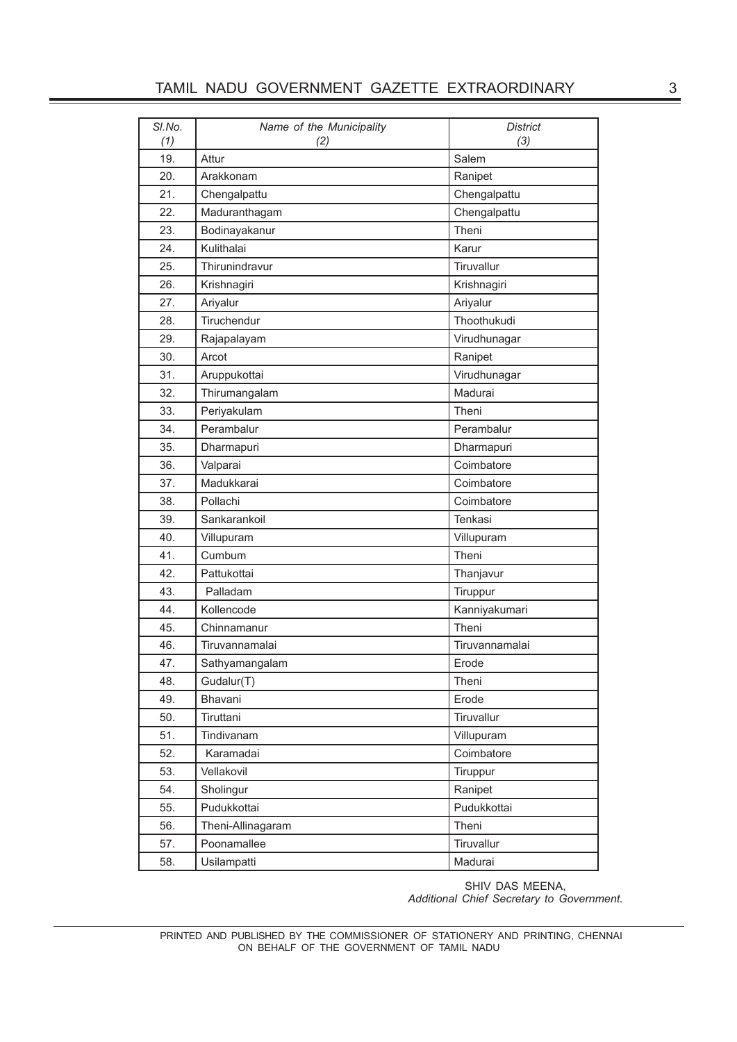| Sl.No. (1) | Name of the Municipality (2) | District (3) |
|---|---|---|
| 19. | Attur | Salem |
| 20. | Arakkonam | Ranipet |
| 21. | Chengalpattu | Chengalpattu |
| 22. | Maduranthagam | Chengalpattu |
| 23. | Bodinayakanur | Theni |
| 24. | Kulithalai | Karur |
| 25. | Thirunindravur | Tiruvallur |
| 26. | Krishnagiri | Krishnagiri |
| 27. | Ariyalur | Ariyalur |
| 28. | Tiruchendur | Thoothukudi |
| 29. | Rajapalayam | Virudhunagar |
| 30. | Arcot | Ranipet |
| 31. | Aruppukottai | Virudhunagar |
| 32. | Thirumangalam | Madurai |
| 33. | Periyakulam | Theni |
| 34. | Perambalur | Perambalur |
| 35. | Dharmapuri | Dharmapuri |
| 36. | Valparai | Coimbatore |
| 37. | Madukkarai | Coimbatore |
| 38. | Pollachi | Coimbatore |
| 39. | Sankarankoil | Tenkasi |
| 40. | Villupuram | Villupuram |
| 41. | Cumbum | Theni |
| 42. | Pattukottai | Thanjavur |
| 43. | Palladam | Tiruppur |
| 44. | Kollencode | Kanniyakumari |
| 45. | Chinnamanur | Theni |
| 46. | Tiruvannamalai | Tiruvannamalai |
| 47. | Sathyamangalam | Erode |
| 48. | Gudalur(T) | Theni |
| 49. | Bhavani | Erode |
| 50. | Tiruttani | Tiruvallur |
| 51. | Tindivanam | Villupuram |
| 52. | Karamadai | Coimbatore |
| 53. | Vellakovil | Tiruppur |
| 54. | Sholingur | Ranipet |
| 55. | Pudukkottai | Pudukkottai |
| 56. | Theni-Allinagaram | Theni |
| 57. | Poonamallee | Tiruvallur |
| 58. | Usilampatti | Madurai |

SHIV DAS MEENA,
*Additional Chief Secretary to Government.*

PRINTED AND PUBLISHED BY THE COMMISSIONER OF STATIONERY AND PRINTING, CHENNAI ON BEHALF OF THE GOVERNMENT OF TAMIL NADU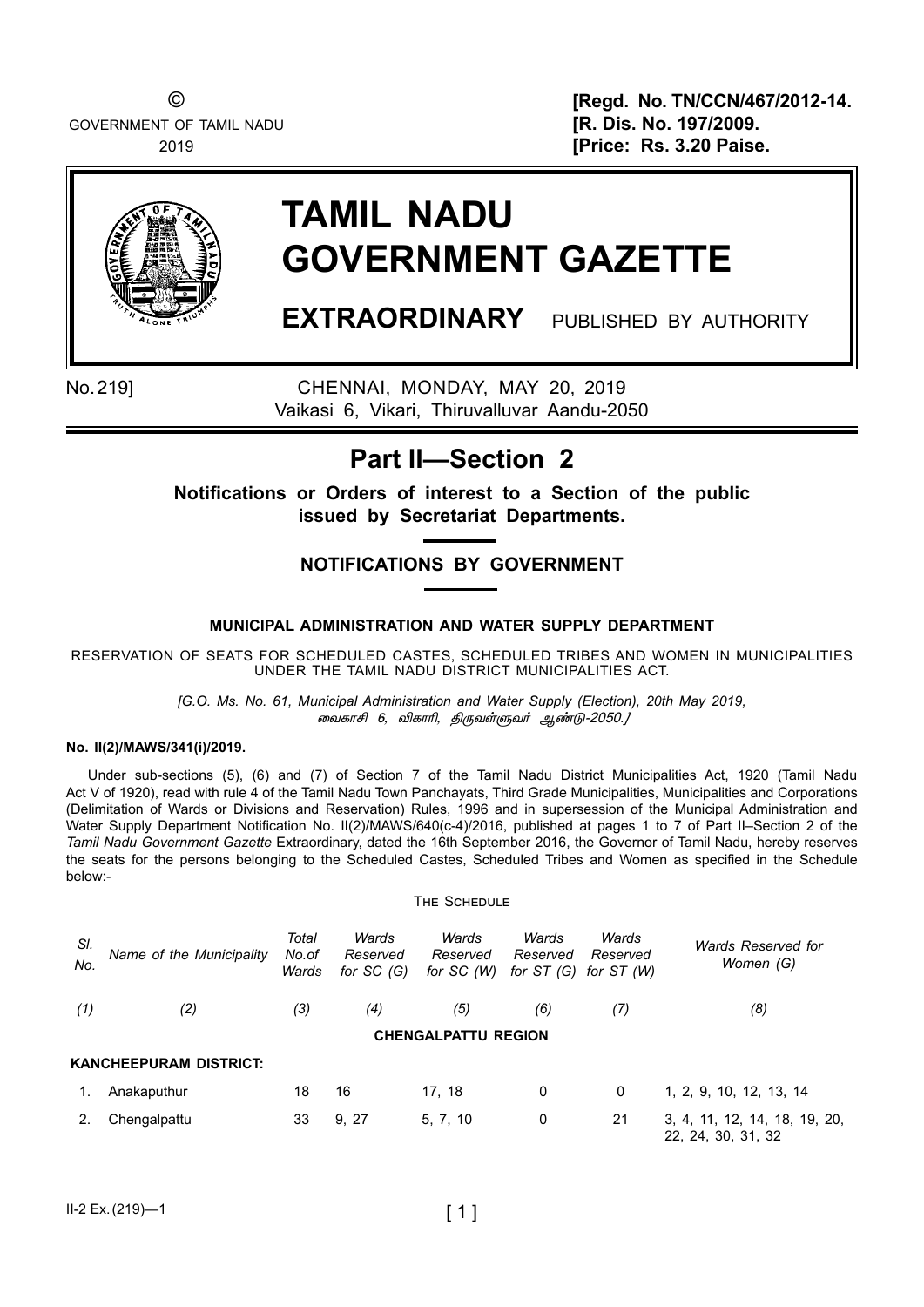© GOVERNMENT OF TAMIL NADU 2019

**[Regd. No. TN/CCN/467/2012-14.**
**[R. Dis. No. 197/2009.**
**[Price: Rs. 3.20 Paise.**

# TAMIL NADU GOVERNMENT GAZETTE

**EXTRAORDINARY** PUBLISHED BY AUTHORITY

No. 219] CHENNAI, MONDAY, MAY 20, 2019
Vaikasi 6, Vikari, Thiruvalluvar Aandu-2050

## Part II—Section 2

**Notifications or Orders of interest to a Section of the public issued by Secretariat Departments.**

### NOTIFICATIONS BY GOVERNMENT

#### MUNICIPAL ADMINISTRATION AND WATER SUPPLY DEPARTMENT

RESERVATION OF SEATS FOR SCHEDULED CASTES, SCHEDULED TRIBES AND WOMEN IN MUNICIPALITIES UNDER THE TAMIL NADU DISTRICT MUNICIPALITIES ACT.

*[G.O. Ms. No. 61, Municipal Administration and Water Supply (Election), 20th May 2019, வைகாசி 6, விகாரி, திருவள்ளுவர் ஆண்டு-2050.]*

**No. II(2)/MAWS/341(i)/2019.**

Under sub-sections (5), (6) and (7) of Section 7 of the Tamil Nadu District Municipalities Act, 1920 (Tamil Nadu Act V of 1920), read with rule 4 of the Tamil Nadu Town Panchayats, Third Grade Municipalities, Municipalities and Corporations (Delimitation of Wards or Divisions and Reservation) Rules, 1996 and in supersession of the Municipal Administration and Water Supply Department Notification No. II(2)/MAWS/640(c-4)/2016, published at pages 1 to 7 of Part II–Section 2 of the *Tamil Nadu Government Gazette* Extraordinary, dated the 16th September 2016, the Governor of Tamil Nadu, hereby reserves the seats for the persons belonging to the Scheduled Castes, Scheduled Tribes and Women as specified in the Schedule below:-

THE SCHEDULE

| *Sl. No.* | *Name of the Municipality* | *Total No.of Wards* | *Wards Reserved for SC (G)* | *Wards Reserved for SC (W)* | *Wards Reserved for ST (G)* | *Wards Reserved for ST (W)* | *Wards Reserved for Women (G)* |
|---|---|---|---|---|---|---|---|
| *(1)* | *(2)* | *(3)* | *(4)* | *(5)* | *(6)* | *(7)* | *(8)* |
| | | | | **CHENGALPATTU REGION** | | | |
| | **KANCHEEPURAM DISTRICT:** | | | | | | |
| 1. | Anakaputhur | 18 | 16 | 17, 18 | 0 | 0 | 1, 2, 9, 10, 12, 13, 14 |
| 2. | Chengalpattu | 33 | 9, 27 | 5, 7, 10 | 0 | 21 | 3, 4, 11, 12, 14, 18, 19, 20, 22, 24, 30, 31, 32 |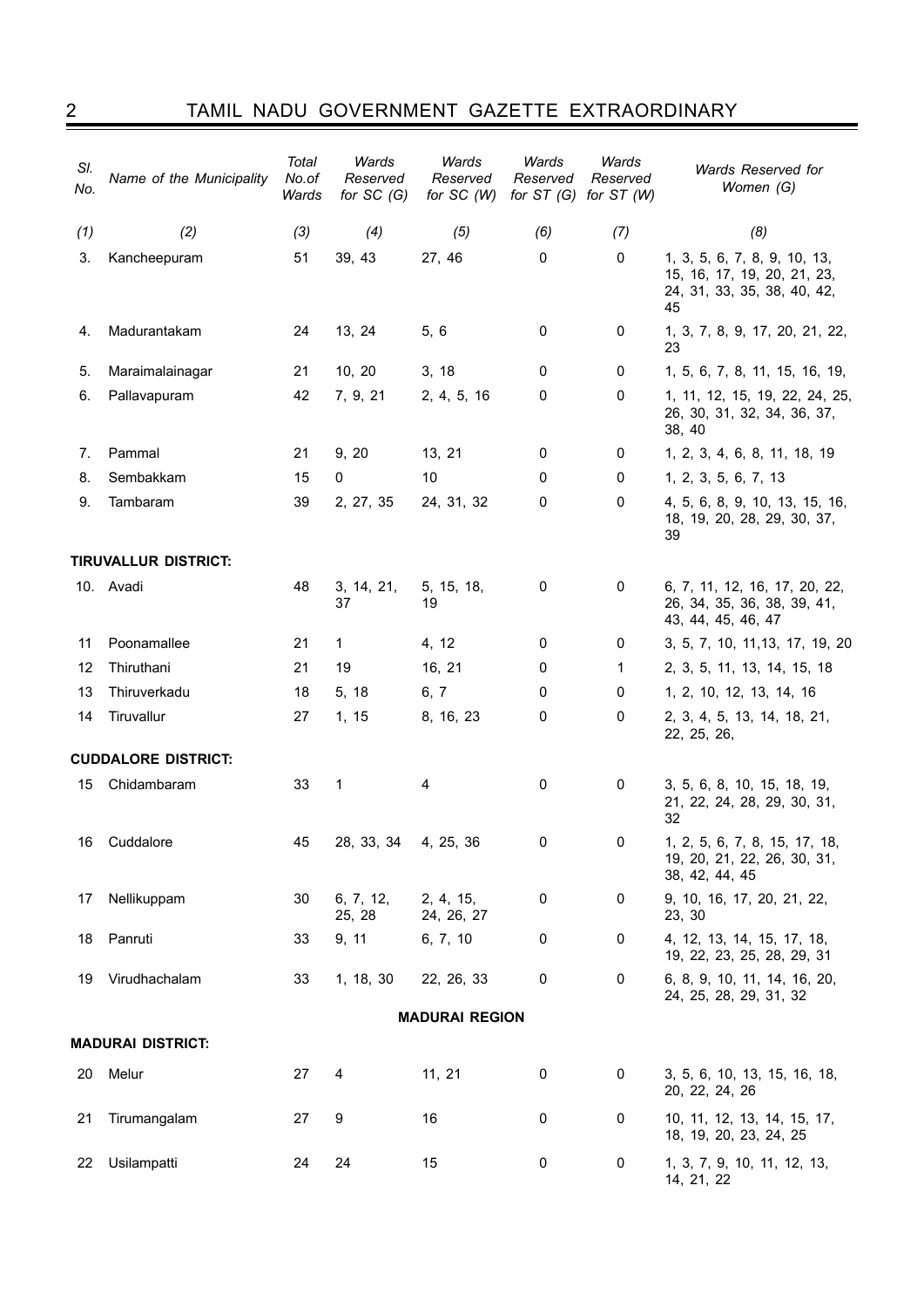| Sl. No. | Name of the Municipality | Total No.of Wards | Wards Reserved for SC (G) | Wards Reserved for SC (W) | Wards Reserved for ST (G) | Wards Reserved for ST (W) | Wards Reserved for Women (G) |
|---|---|---|---|---|---|---|---|
| (1) | (2) | (3) | (4) | (5) | (6) | (7) | (8) |
| 3. | Kancheepuram | 51 | 39, 43 | 27, 46 | 0 | 0 | 1, 3, 5, 6, 7, 8, 9, 10, 13, 15, 16, 17, 19, 20, 21, 23, 24, 31, 33, 35, 38, 40, 42, 45 |
| 4. | Madurantakam | 24 | 13, 24 | 5, 6 | 0 | 0 | 1, 3, 7, 8, 9, 17, 20, 21, 22, 23 |
| 5. | Maraimalainagar | 21 | 10, 20 | 3, 18 | 0 | 0 | 1, 5, 6, 7, 8, 11, 15, 16, 19, |
| 6. | Pallavapuram | 42 | 7, 9, 21 | 2, 4, 5, 16 | 0 | 0 | 1, 11, 12, 15, 19, 22, 24, 25, 26, 30, 31, 32, 34, 36, 37, 38, 40 |
| 7. | Pammal | 21 | 9, 20 | 13, 21 | 0 | 0 | 1, 2, 3, 4, 6, 8, 11, 18, 19 |
| 8. | Sembakkam | 15 | 0 | 10 | 0 | 0 | 1, 2, 3, 5, 6, 7, 13 |
| 9. | Tambaram | 39 | 2, 27, 35 | 24, 31, 32 | 0 | 0 | 4, 5, 6, 8, 9, 10, 13, 15, 16, 18, 19, 20, 28, 29, 30, 37, 39 |
| **TIRUVALLUR DISTRICT:** | | | | | | | |
| 10. | Avadi | 48 | 3, 14, 21, 37 | 5, 15, 18, 19 | 0 | 0 | 6, 7, 11, 12, 16, 17, 20, 22, 26, 34, 35, 36, 38, 39, 41, 43, 44, 45, 46, 47 |
| 11 | Poonamallee | 21 | 1 | 4, 12 | 0 | 0 | 3, 5, 7, 10, 11,13, 17, 19, 20 |
| 12 | Thiruthani | 21 | 19 | 16, 21 | 0 | 1 | 2, 3, 5, 11, 13, 14, 15, 18 |
| 13 | Thiruverkadu | 18 | 5, 18 | 6, 7 | 0 | 0 | 1, 2, 10, 12, 13, 14, 16 |
| 14 | Tiruvallur | 27 | 1, 15 | 8, 16, 23 | 0 | 0 | 2, 3, 4, 5, 13, 14, 18, 21, 22, 25, 26, |
| **CUDDALORE DISTRICT:** | | | | | | | |
| 15 | Chidambaram | 33 | 1 | 4 | 0 | 0 | 3, 5, 6, 8, 10, 15, 18, 19, 21, 22, 24, 28, 29, 30, 31, 32 |
| 16 | Cuddalore | 45 | 28, 33, 34 | 4, 25, 36 | 0 | 0 | 1, 2, 5, 6, 7, 8, 15, 17, 18, 19, 20, 21, 22, 26, 30, 31, 38, 42, 44, 45 |
| 17 | Nellikuppam | 30 | 6, 7, 12, 25, 28 | 2, 4, 15, 24, 26, 27 | 0 | 0 | 9, 10, 16, 17, 20, 21, 22, 23, 30 |
| 18 | Panruti | 33 | 9, 11 | 6, 7, 10 | 0 | 0 | 4, 12, 13, 14, 15, 17, 18, 19, 22, 23, 25, 28, 29, 31 |
| 19 | Virudhachalam | 33 | 1, 18, 30 | 22, 26, 33 | 0 | 0 | 6, 8, 9, 10, 11, 14, 16, 20, 24, 25, 28, 29, 31, 32 |
| | | | | **MADURAI REGION** | | | |
| **MADURAI DISTRICT:** | | | | | | | |
| 20 | Melur | 27 | 4 | 11, 21 | 0 | 0 | 3, 5, 6, 10, 13, 15, 16, 18, 20, 22, 24, 26 |
| 21 | Tirumangalam | 27 | 9 | 16 | 0 | 0 | 10, 11, 12, 13, 14, 15, 17, 18, 19, 20, 23, 24, 25 |
| 22 | Usilampatti | 24 | 24 | 15 | 0 | 0 | 1, 3, 7, 9, 10, 11, 12, 13, 14, 21, 22 |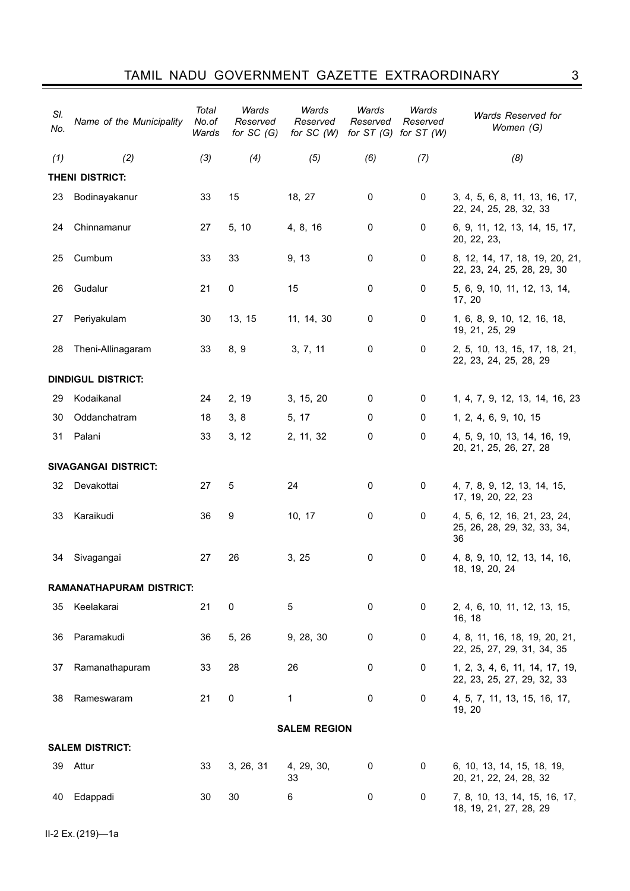| Sl. No. | Name of the Municipality | Total No.of Wards | Wards Reserved for SC (G) | Wards Reserved for SC (W) | Wards Reserved for ST (G) | Wards Reserved for ST (W) | Wards Reserved for Women (G) |
|---|---|---|---|---|---|---|---|
| (1) | (2) | (3) | (4) | (5) | (6) | (7) | (8) |
| | **THENI DISTRICT:** | | | | | | |
| 23 | Bodinayakanur | 33 | 15 | 18, 27 | 0 | 0 | 3, 4, 5, 6, 8, 11, 13, 16, 17, 22, 24, 25, 28, 32, 33 |
| 24 | Chinnamanur | 27 | 5, 10 | 4, 8, 16 | 0 | 0 | 6, 9, 11, 12, 13, 14, 15, 17, 20, 22, 23, |
| 25 | Cumbum | 33 | 33 | 9, 13 | 0 | 0 | 8, 12, 14, 17, 18, 19, 20, 21, 22, 23, 24, 25, 28, 29, 30 |
| 26 | Gudalur | 21 | 0 | 15 | 0 | 0 | 5, 6, 9, 10, 11, 12, 13, 14, 17, 20 |
| 27 | Periyakulam | 30 | 13, 15 | 11, 14, 30 | 0 | 0 | 1, 6, 8, 9, 10, 12, 16, 18, 19, 21, 25, 29 |
| 28 | Theni-Allinagaram | 33 | 8, 9 | 3, 7, 11 | 0 | 0 | 2, 5, 10, 13, 15, 17, 18, 21, 22, 23, 24, 25, 28, 29 |
| | **DINDIGUL DISTRICT:** | | | | | | |
| 29 | Kodaikanal | 24 | 2, 19 | 3, 15, 20 | 0 | 0 | 1, 4, 7, 9, 12, 13, 14, 16, 23 |
| 30 | Oddanchatram | 18 | 3, 8 | 5, 17 | 0 | 0 | 1, 2, 4, 6, 9, 10, 15 |
| 31 | Palani | 33 | 3, 12 | 2, 11, 32 | 0 | 0 | 4, 5, 9, 10, 13, 14, 16, 19, 20, 21, 25, 26, 27, 28 |
| | **SIVAGANGAI DISTRICT:** | | | | | | |
| 32 | Devakottai | 27 | 5 | 24 | 0 | 0 | 4, 7, 8, 9, 12, 13, 14, 15, 17, 19, 20, 22, 23 |
| 33 | Karaikudi | 36 | 9 | 10, 17 | 0 | 0 | 4, 5, 6, 12, 16, 21, 23, 24, 25, 26, 28, 29, 32, 33, 34, 36 |
| 34 | Sivagangai | 27 | 26 | 3, 25 | 0 | 0 | 4, 8, 9, 10, 12, 13, 14, 16, 18, 19, 20, 24 |
| | **RAMANATHAPURAM DISTRICT:** | | | | | | |
| 35 | Keelakarai | 21 | 0 | 5 | 0 | 0 | 2, 4, 6, 10, 11, 12, 13, 15, 16, 18 |
| 36 | Paramakudi | 36 | 5, 26 | 9, 28, 30 | 0 | 0 | 4, 8, 11, 16, 18, 19, 20, 21, 22, 25, 27, 29, 31, 34, 35 |
| 37 | Ramanathapuram | 33 | 28 | 26 | 0 | 0 | 1, 2, 3, 4, 6, 11, 14, 17, 19, 22, 23, 25, 27, 29, 32, 33 |
| 38 | Rameswaram | 21 | 0 | 1 | 0 | 0 | 4, 5, 7, 11, 13, 15, 16, 17, 19, 20 |
| | **SALEM REGION** | | | | | | |
| | **SALEM DISTRICT:** | | | | | | |
| 39 | Attur | 33 | 3, 26, 31 | 4, 29, 30, 33 | 0 | 0 | 6, 10, 13, 14, 15, 18, 19, 20, 21, 22, 24, 28, 32 |
| 40 | Edappadi | 30 | 30 | 6 | 0 | 0 | 7, 8, 10, 13, 14, 15, 16, 17, 18, 19, 21, 27, 28, 29 |

II-2 Ex.(219)—1a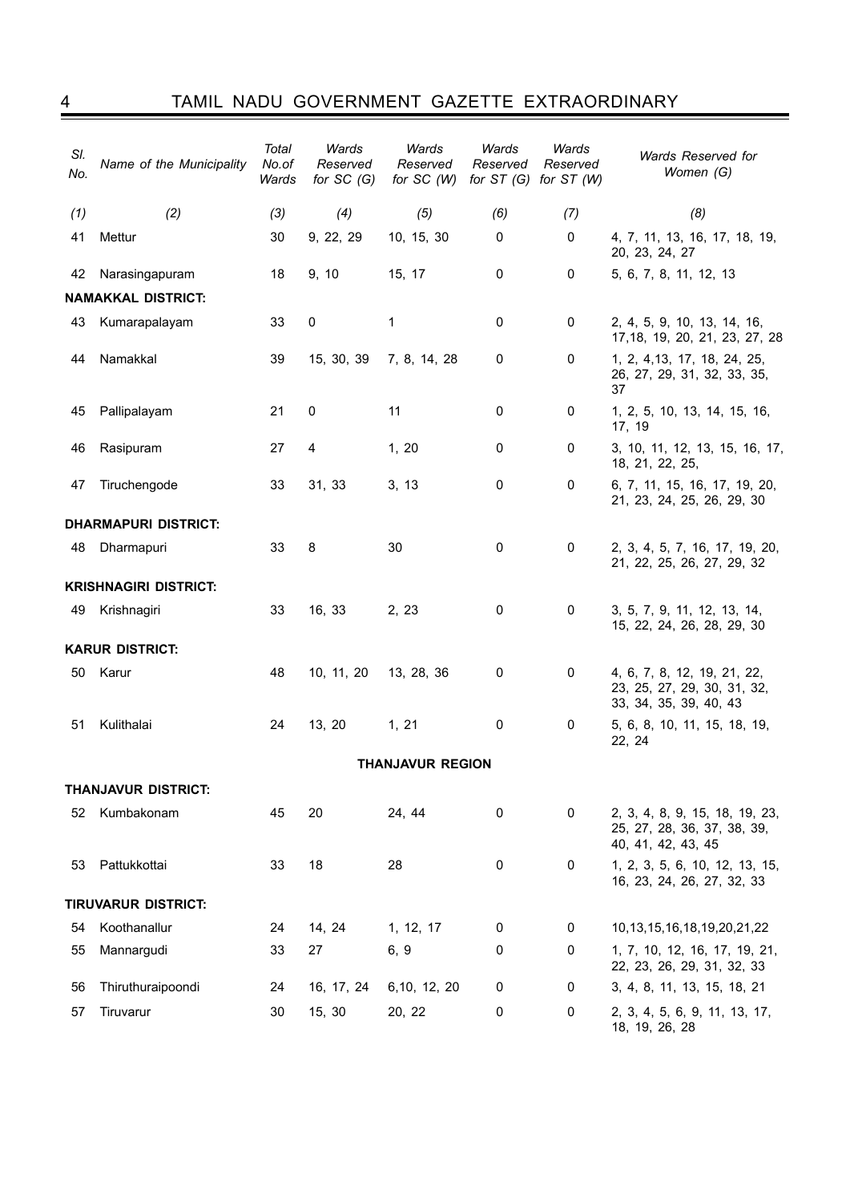| Sl. No. | Name of the Municipality | Total No.of Wards | Wards Reserved for SC (G) | Wards Reserved for SC (W) | Wards Reserved for ST (G) | Wards Reserved for ST (W) | Wards Reserved for Women (G) |
|---|---|---|---|---|---|---|---|
| (1) | (2) | (3) | (4) | (5) | (6) | (7) | (8) |
| 41 | Mettur | 30 | 9, 22, 29 | 10, 15, 30 | 0 | 0 | 4, 7, 11, 13, 16, 17, 18, 19, 20, 23, 24, 27 |
| 42 | Narasingapuram | 18 | 9, 10 | 15, 17 | 0 | 0 | 5, 6, 7, 8, 11, 12, 13 |
| | **NAMAKKAL DISTRICT:** | | | | | | |
| 43 | Kumarapalayam | 33 | 0 | 1 | 0 | 0 | 2, 4, 5, 9, 10, 13, 14, 16, 17,18, 19, 20, 21, 23, 27, 28 |
| 44 | Namakkal | 39 | 15, 30, 39 | 7, 8, 14, 28 | 0 | 0 | 1, 2, 4,13, 17, 18, 24, 25, 26, 27, 29, 31, 32, 33, 35, 37 |
| 45 | Pallipalayam | 21 | 0 | 11 | 0 | 0 | 1, 2, 5, 10, 13, 14, 15, 16, 17, 19 |
| 46 | Rasipuram | 27 | 4 | 1, 20 | 0 | 0 | 3, 10, 11, 12, 13, 15, 16, 17, 18, 21, 22, 25, |
| 47 | Tiruchengode | 33 | 31, 33 | 3, 13 | 0 | 0 | 6, 7, 11, 15, 16, 17, 19, 20, 21, 23, 24, 25, 26, 29, 30 |
| | **DHARMAPURI DISTRICT:** | | | | | | |
| 48 | Dharmapuri | 33 | 8 | 30 | 0 | 0 | 2, 3, 4, 5, 7, 16, 17, 19, 20, 21, 22, 25, 26, 27, 29, 32 |
| | **KRISHNAGIRI DISTRICT:** | | | | | | |
| 49 | Krishnagiri | 33 | 16, 33 | 2, 23 | 0 | 0 | 3, 5, 7, 9, 11, 12, 13, 14, 15, 22, 24, 26, 28, 29, 30 |
| | **KARUR DISTRICT:** | | | | | | |
| 50 | Karur | 48 | 10, 11, 20 | 13, 28, 36 | 0 | 0 | 4, 6, 7, 8, 12, 19, 21, 22, 23, 25, 27, 29, 30, 31, 32, 33, 34, 35, 39, 40, 43 |
| 51 | Kulithalai | 24 | 13, 20 | 1, 21 | 0 | 0 | 5, 6, 8, 10, 11, 15, 18, 19, 22, 24 |
| | | | | **THANJAVUR REGION** | | | |
| | **THANJAVUR DISTRICT:** | | | | | | |
| 52 | Kumbakonam | 45 | 20 | 24, 44 | 0 | 0 | 2, 3, 4, 8, 9, 15, 18, 19, 23, 25, 27, 28, 36, 37, 38, 39, 40, 41, 42, 43, 45 |
| 53 | Pattukkottai | 33 | 18 | 28 | 0 | 0 | 1, 2, 3, 5, 6, 10, 12, 13, 15, 16, 23, 24, 26, 27, 32, 33 |
| | **TIRUVARUR DISTRICT:** | | | | | | |
| 54 | Koothanallur | 24 | 14, 24 | 1, 12, 17 | 0 | 0 | 10,13,15,16,18,19,20,21,22 |
| 55 | Mannargudi | 33 | 27 | 6, 9 | 0 | 0 | 1, 7, 10, 12, 16, 17, 19, 21, 22, 23, 26, 29, 31, 32, 33 |
| 56 | Thiruthuraipoondi | 24 | 16, 17, 24 | 6,10, 12, 20 | 0 | 0 | 3, 4, 8, 11, 13, 15, 18, 21 |
| 57 | Tiruvarur | 30 | 15, 30 | 20, 22 | 0 | 0 | 2, 3, 4, 5, 6, 9, 11, 13, 17, 18, 19, 26, 28 |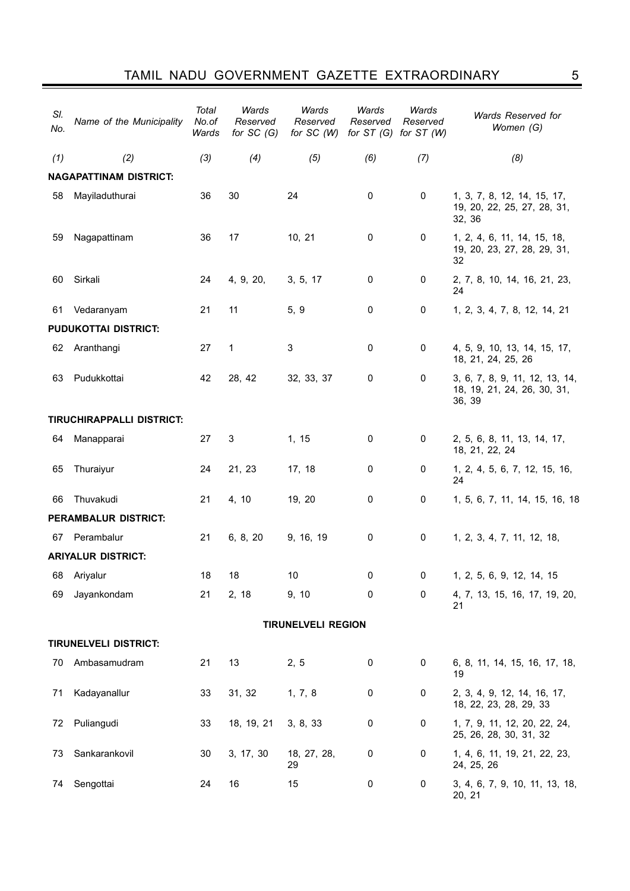| Sl. No. | Name of the Municipality | Total No.of Wards | Wards Reserved for SC (G) | Wards Reserved for SC (W) | Wards Reserved for ST (G) | Wards Reserved for ST (W) | Wards Reserved for Women (G) |
|---|---|---|---|---|---|---|---|
| (1) | (2) | (3) | (4) | (5) | (6) | (7) | (8) |
| **NAGAPATTINAM DISTRICT:** | | | | | | | |
| 58 | Mayiladuthurai | 36 | 30 | 24 | 0 | 0 | 1, 3, 7, 8, 12, 14, 15, 17, 19, 20, 22, 25, 27, 28, 31, 32, 36 |
| 59 | Nagapattinam | 36 | 17 | 10, 21 | 0 | 0 | 1, 2, 4, 6, 11, 14, 15, 18, 19, 20, 23, 27, 28, 29, 31, 32 |
| 60 | Sirkali | 24 | 4, 9, 20, | 3, 5, 17 | 0 | 0 | 2, 7, 8, 10, 14, 16, 21, 23, 24 |
| 61 | Vedaranyam | 21 | 11 | 5, 9 | 0 | 0 | 1, 2, 3, 4, 7, 8, 12, 14, 21 |
| **PUDUKOTTAI DISTRICT:** | | | | | | | |
| 62 | Aranthangi | 27 | 1 | 3 | 0 | 0 | 4, 5, 9, 10, 13, 14, 15, 17, 18, 21, 24, 25, 26 |
| 63 | Pudukkottai | 42 | 28, 42 | 32, 33, 37 | 0 | 0 | 3, 6, 7, 8, 9, 11, 12, 13, 14, 18, 19, 21, 24, 26, 30, 31, 36, 39 |
| **TIRUCHIRAPPALLI DISTRICT:** | | | | | | | |
| 64 | Manapparai | 27 | 3 | 1, 15 | 0 | 0 | 2, 5, 6, 8, 11, 13, 14, 17, 18, 21, 22, 24 |
| 65 | Thuraiyur | 24 | 21, 23 | 17, 18 | 0 | 0 | 1, 2, 4, 5, 6, 7, 12, 15, 16, 24 |
| 66 | Thuvakudi | 21 | 4, 10 | 19, 20 | 0 | 0 | 1, 5, 6, 7, 11, 14, 15, 16, 18 |
| **PERAMBALUR DISTRICT:** | | | | | | | |
| 67 | Perambalur | 21 | 6, 8, 20 | 9, 16, 19 | 0 | 0 | 1, 2, 3, 4, 7, 11, 12, 18, |
| **ARIYALUR DISTRICT:** | | | | | | | |
| 68 | Ariyalur | 18 | 18 | 10 | 0 | 0 | 1, 2, 5, 6, 9, 12, 14, 15 |
| 69 | Jayankondam | 21 | 2, 18 | 9, 10 | 0 | 0 | 4, 7, 13, 15, 16, 17, 19, 20, 21 |
| | | | | **TIRUNELVELI REGION** | | | |
| **TIRUNELVELI DISTRICT:** | | | | | | | |
| 70 | Ambasamudram | 21 | 13 | 2, 5 | 0 | 0 | 6, 8, 11, 14, 15, 16, 17, 18, 19 |
| 71 | Kadayanallur | 33 | 31, 32 | 1, 7, 8 | 0 | 0 | 2, 3, 4, 9, 12, 14, 16, 17, 18, 22, 23, 28, 29, 33 |
| 72 | Puliangudi | 33 | 18, 19, 21 | 3, 8, 33 | 0 | 0 | 1, 7, 9, 11, 12, 20, 22, 24, 25, 26, 28, 30, 31, 32 |
| 73 | Sankarankovil | 30 | 3, 17, 30 | 18, 27, 28, 29 | 0 | 0 | 1, 4, 6, 11, 19, 21, 22, 23, 24, 25, 26 |
| 74 | Sengottai | 24 | 16 | 15 | 0 | 0 | 3, 4, 6, 7, 9, 10, 11, 13, 18, 20, 21 |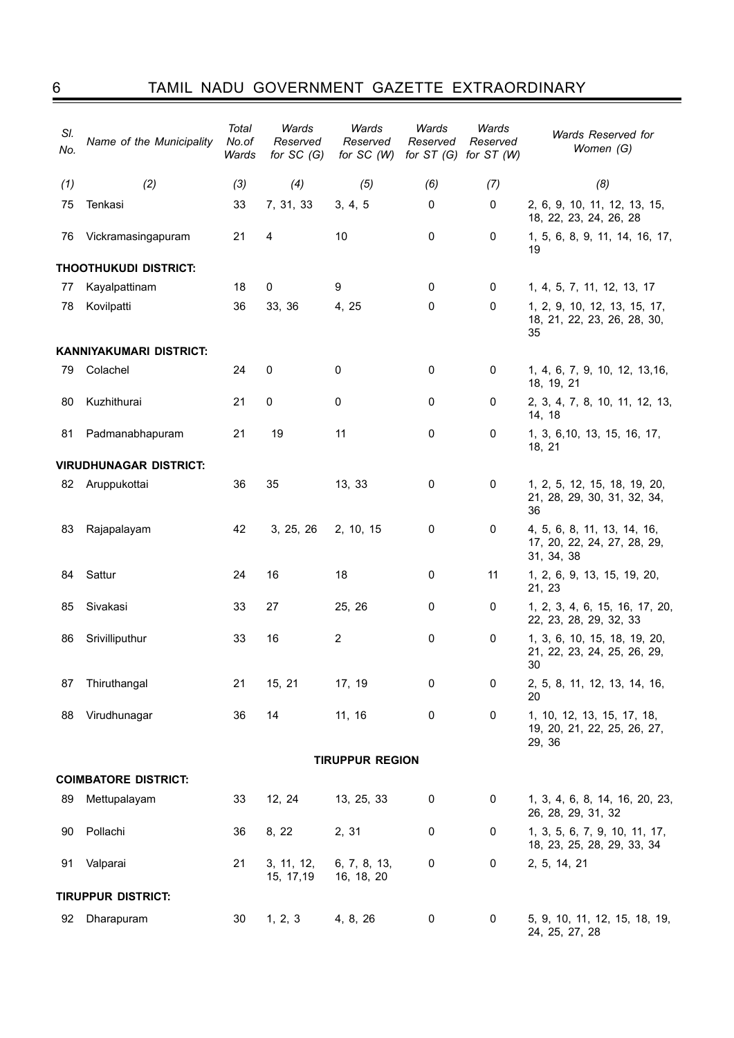| Sl. No. | Name of the Municipality | Total No.of Wards | Wards Reserved for SC (G) | Wards Reserved for SC (W) | Wards Reserved for ST (G) | Wards Reserved for ST (W) | Wards Reserved for Women (G) |
|---|---|---|---|---|---|---|---|
| (1) | (2) | (3) | (4) | (5) | (6) | (7) | (8) |
| 75 | Tenkasi | 33 | 7, 31, 33 | 3, 4, 5 | 0 | 0 | 2, 6, 9, 10, 11, 12, 13, 15, 18, 22, 23, 24, 26, 28 |
| 76 | Vickramasingapuram | 21 | 4 | 10 | 0 | 0 | 1, 5, 6, 8, 9, 11, 14, 16, 17, 19 |
| **THOOTHUKUDI DISTRICT:** | | | | | | | |
| 77 | Kayalpattinam | 18 | 0 | 9 | 0 | 0 | 1, 4, 5, 7, 11, 12, 13, 17 |
| 78 | Kovilpatti | 36 | 33, 36 | 4, 25 | 0 | 0 | 1, 2, 9, 10, 12, 13, 15, 17, 18, 21, 22, 23, 26, 28, 30, 35 |
| **KANNIYAKUMARI DISTRICT:** | | | | | | | |
| 79 | Colachel | 24 | 0 | 0 | 0 | 0 | 1, 4, 6, 7, 9, 10, 12, 13,16, 18, 19, 21 |
| 80 | Kuzhithurai | 21 | 0 | 0 | 0 | 0 | 2, 3, 4, 7, 8, 10, 11, 12, 13, 14, 18 |
| 81 | Padmanabhapuram | 21 | 19 | 11 | 0 | 0 | 1, 3, 6,10, 13, 15, 16, 17, 18, 21 |
| **VIRUDHUNAGAR DISTRICT:** | | | | | | | |
| 82 | Aruppukottai | 36 | 35 | 13, 33 | 0 | 0 | 1, 2, 5, 12, 15, 18, 19, 20, 21, 28, 29, 30, 31, 32, 34, 36 |
| 83 | Rajapalayam | 42 | 3, 25, 26 | 2, 10, 15 | 0 | 0 | 4, 5, 6, 8, 11, 13, 14, 16, 17, 20, 22, 24, 27, 28, 29, 31, 34, 38 |
| 84 | Sattur | 24 | 16 | 18 | 0 | 11 | 1, 2, 6, 9, 13, 15, 19, 20, 21, 23 |
| 85 | Sivakasi | 33 | 27 | 25, 26 | 0 | 0 | 1, 2, 3, 4, 6, 15, 16, 17, 20, 22, 23, 28, 29, 32, 33 |
| 86 | Srivilliputhur | 33 | 16 | 2 | 0 | 0 | 1, 3, 6, 10, 15, 18, 19, 20, 21, 22, 23, 24, 25, 26, 29, 30 |
| 87 | Thiruthangal | 21 | 15, 21 | 17, 19 | 0 | 0 | 2, 5, 8, 11, 12, 13, 14, 16, 20 |
| 88 | Virudhunagar | 36 | 14 | 11, 16 | 0 | 0 | 1, 10, 12, 13, 15, 17, 18, 19, 20, 21, 22, 25, 26, 27, 29, 36 |
| | | | | **TIRUPPUR REGION** | | | |
| **COIMBATORE DISTRICT:** | | | | | | | |
| 89 | Mettupalayam | 33 | 12, 24 | 13, 25, 33 | 0 | 0 | 1, 3, 4, 6, 8, 14, 16, 20, 23, 26, 28, 29, 31, 32 |
| 90 | Pollachi | 36 | 8, 22 | 2, 31 | 0 | 0 | 1, 3, 5, 6, 7, 9, 10, 11, 17, 18, 23, 25, 28, 29, 33, 34 |
| 91 | Valparai | 21 | 3, 11, 12, 15, 17,19 | 6, 7, 8, 13, 16, 18, 20 | 0 | 0 | 2, 5, 14, 21 |
| **TIRUPPUR DISTRICT:** | | | | | | | |
| 92 | Dharapuram | 30 | 1, 2, 3 | 4, 8, 26 | 0 | 0 | 5, 9, 10, 11, 12, 15, 18, 19, 24, 25, 27, 28 |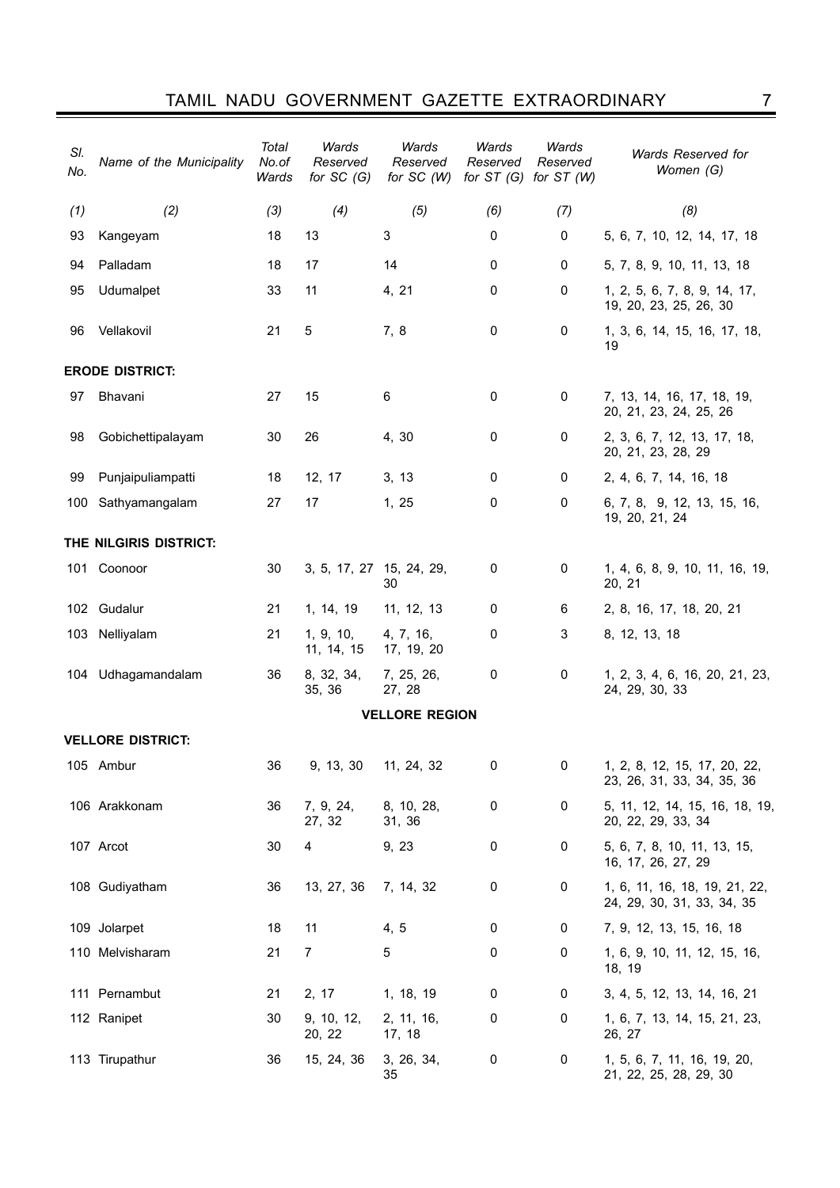| Sl. No. | Name of the Municipality | Total No.of Wards | Wards Reserved for SC (G) | Wards Reserved for SC (W) | Wards Reserved for ST (G) | Wards Reserved for ST (W) | Wards Reserved for Women (G) |
|---|---|---|---|---|---|---|---|
| (1) | (2) | (3) | (4) | (5) | (6) | (7) | (8) |
| 93 | Kangeyam | 18 | 13 | 3 | 0 | 0 | 5, 6, 7, 10, 12, 14, 17, 18 |
| 94 | Palladam | 18 | 17 | 14 | 0 | 0 | 5, 7, 8, 9, 10, 11, 13, 18 |
| 95 | Udumalpet | 33 | 11 | 4, 21 | 0 | 0 | 1, 2, 5, 6, 7, 8, 9, 14, 17, 19, 20, 23, 25, 26, 30 |
| 96 | Vellakovil | 21 | 5 | 7, 8 | 0 | 0 | 1, 3, 6, 14, 15, 16, 17, 18, 19 |
| **ERODE DISTRICT:** | | | | | | | |
| 97 | Bhavani | 27 | 15 | 6 | 0 | 0 | 7, 13, 14, 16, 17, 18, 19, 20, 21, 23, 24, 25, 26 |
| 98 | Gobichettipalayam | 30 | 26 | 4, 30 | 0 | 0 | 2, 3, 6, 7, 12, 13, 17, 18, 20, 21, 23, 28, 29 |
| 99 | Punjaipuliampatti | 18 | 12, 17 | 3, 13 | 0 | 0 | 2, 4, 6, 7, 14, 16, 18 |
| 100 | Sathyamangalam | 27 | 17 | 1, 25 | 0 | 0 | 6, 7, 8, 9, 12, 13, 15, 16, 19, 20, 21, 24 |
| **THE NILGIRIS DISTRICT:** | | | | | | | |
| 101 | Coonoor | 30 | 3, 5, 17, 27 | 15, 24, 29, 30 | 0 | 0 | 1, 4, 6, 8, 9, 10, 11, 16, 19, 20, 21 |
| 102 | Gudalur | 21 | 1, 14, 19 | 11, 12, 13 | 0 | 6 | 2, 8, 16, 17, 18, 20, 21 |
| 103 | Nelliyalam | 21 | 1, 9, 10, 11, 14, 15 | 4, 7, 16, 17, 19, 20 | 0 | 3 | 8, 12, 13, 18 |
| 104 | Udhagamandalam | 36 | 8, 32, 34, 35, 36 | 7, 25, 26, 27, 28 | 0 | 0 | 1, 2, 3, 4, 6, 16, 20, 21, 23, 24, 29, 30, 33 |
| | | | | **VELLORE REGION** | | | |
| **VELLORE DISTRICT:** | | | | | | | |
| 105 | Ambur | 36 | 9, 13, 30 | 11, 24, 32 | 0 | 0 | 1, 2, 8, 12, 15, 17, 20, 22, 23, 26, 31, 33, 34, 35, 36 |
| 106 | Arakkonam | 36 | 7, 9, 24, 27, 32 | 8, 10, 28, 31, 36 | 0 | 0 | 5, 11, 12, 14, 15, 16, 18, 19, 20, 22, 29, 33, 34 |
| 107 | Arcot | 30 | 4 | 9, 23 | 0 | 0 | 5, 6, 7, 8, 10, 11, 13, 15, 16, 17, 26, 27, 29 |
| 108 | Gudiyatham | 36 | 13, 27, 36 | 7, 14, 32 | 0 | 0 | 1, 6, 11, 16, 18, 19, 21, 22, 24, 29, 30, 31, 33, 34, 35 |
| 109 | Jolarpet | 18 | 11 | 4, 5 | 0 | 0 | 7, 9, 12, 13, 15, 16, 18 |
| 110 | Melvisharam | 21 | 7 | 5 | 0 | 0 | 1, 6, 9, 10, 11, 12, 15, 16, 18, 19 |
| 111 | Pernambut | 21 | 2, 17 | 1, 18, 19 | 0 | 0 | 3, 4, 5, 12, 13, 14, 16, 21 |
| 112 | Ranipet | 30 | 9, 10, 12, 20, 22 | 2, 11, 16, 17, 18 | 0 | 0 | 1, 6, 7, 13, 14, 15, 21, 23, 26, 27 |
| 113 | Tirupathur | 36 | 15, 24, 36 | 3, 26, 34, 35 | 0 | 0 | 1, 5, 6, 7, 11, 16, 19, 20, 21, 22, 25, 28, 29, 30 |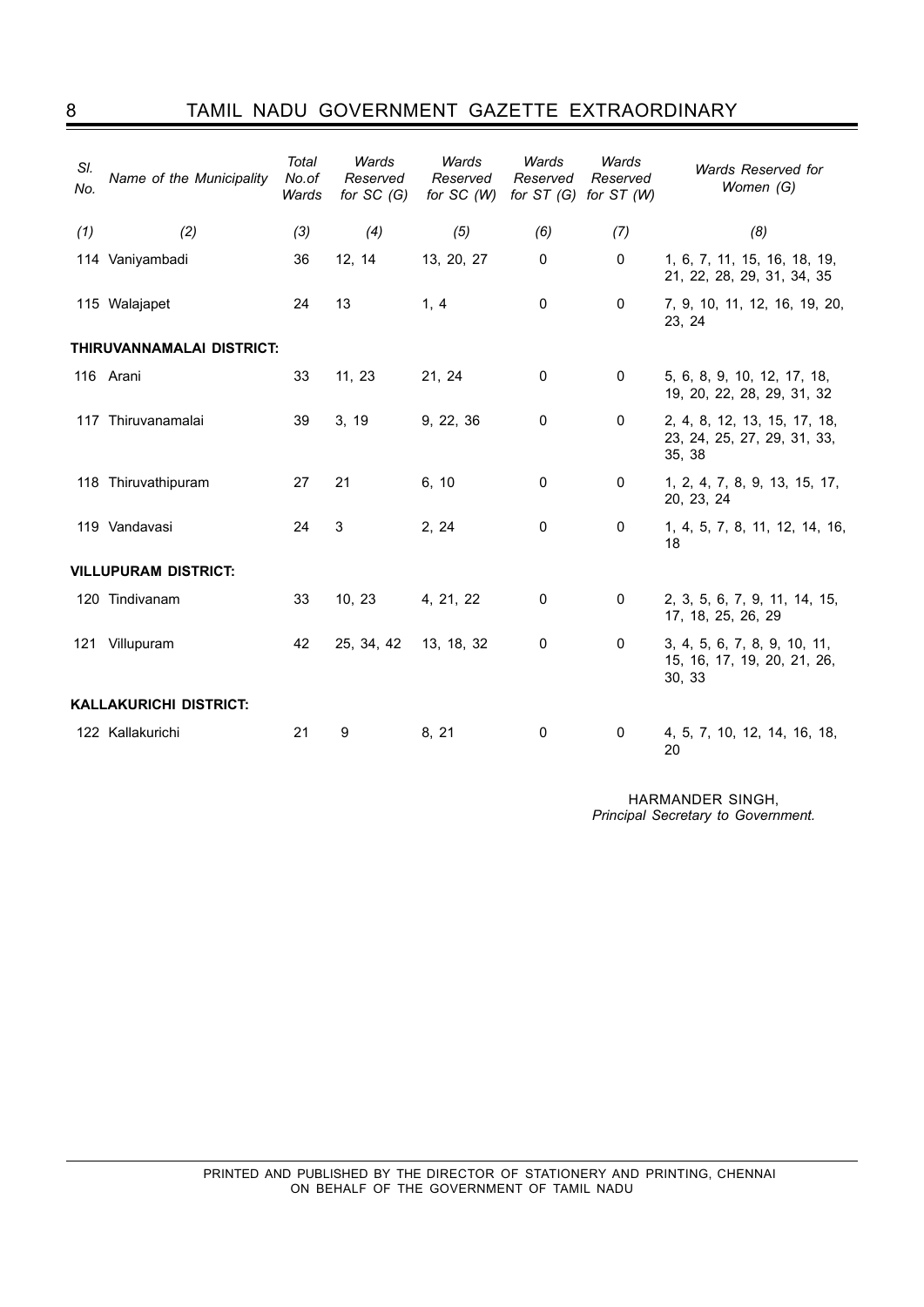| Sl. No. | Name of the Municipality | Total No.of Wards | Wards Reserved for SC (G) | Wards Reserved for SC (W) | Wards Reserved for ST (G) | Wards Reserved for ST (W) | Wards Reserved for Women (G) |
|---|---|---|---|---|---|---|---|
| (1) | (2) | (3) | (4) | (5) | (6) | (7) | (8) |
| 114 | Vaniyambadi | 36 | 12, 14 | 13, 20, 27 | 0 | 0 | 1, 6, 7, 11, 15, 16, 18, 19, 21, 22, 28, 29, 31, 34, 35 |
| 115 | Walajapet | 24 | 13 | 1, 4 | 0 | 0 | 7, 9, 10, 11, 12, 16, 19, 20, 23, 24 |
| **THIRUVANNAMALAI DISTRICT:** | | | | | | | |
| 116 | Arani | 33 | 11, 23 | 21, 24 | 0 | 0 | 5, 6, 8, 9, 10, 12, 17, 18, 19, 20, 22, 28, 29, 31, 32 |
| 117 | Thiruvanamalai | 39 | 3, 19 | 9, 22, 36 | 0 | 0 | 2, 4, 8, 12, 13, 15, 17, 18, 23, 24, 25, 27, 29, 31, 33, 35, 38 |
| 118 | Thiruvathipuram | 27 | 21 | 6, 10 | 0 | 0 | 1, 2, 4, 7, 8, 9, 13, 15, 17, 20, 23, 24 |
| 119 | Vandavasi | 24 | 3 | 2, 24 | 0 | 0 | 1, 4, 5, 7, 8, 11, 12, 14, 16, 18 |
| **VILLUPURAM DISTRICT:** | | | | | | | |
| 120 | Tindivanam | 33 | 10, 23 | 4, 21, 22 | 0 | 0 | 2, 3, 5, 6, 7, 9, 11, 14, 15, 17, 18, 25, 26, 29 |
| 121 | Villupuram | 42 | 25, 34, 42 | 13, 18, 32 | 0 | 0 | 3, 4, 5, 6, 7, 8, 9, 10, 11, 15, 16, 17, 19, 20, 21, 26, 30, 33 |
| **KALLAKURICHI DISTRICT:** | | | | | | | |
| 122 | Kallakurichi | 21 | 9 | 8, 21 | 0 | 0 | 4, 5, 7, 10, 12, 14, 16, 18, 20 |

HARMANDER SINGH,
*Principal Secretary to Government.*

PRINTED AND PUBLISHED BY THE DIRECTOR OF STATIONERY AND PRINTING, CHENNAI ON BEHALF OF THE GOVERNMENT OF TAMIL NADU